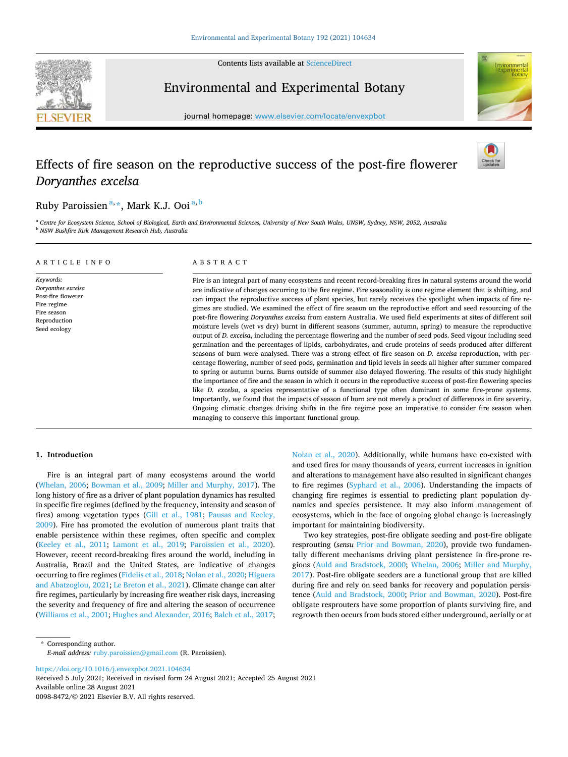# Effects of fire season on the reproductive success of the post-fire flowerer *Doryanthes excelsa*

Ruby Paroissien [a,*], Mark K.J. Ooi [a,b]

[a] Centre for Ecosystem Science, School of Biological, Earth and Environmental Sciences, University of New South Wales, UNSW, Sydney, NSW, 2052, Australia
[b] NSW Bushfire Risk Management Research Hub, Australia

## ARTICLE INFO

*Keywords:*
*Doryanthes excelsa*
Post-fire flowerer
Fire regime
Fire season
Reproduction
Seed ecology

## ABSTRACT

Fire is an integral part of many ecosystems and recent record-breaking fires in natural systems around the world are indicative of changes occurring to the fire regime. Fire seasonality is one regime element that is shifting, and can impact the reproductive success of plant species, but rarely receives the spotlight when impacts of fire regimes are studied. We examined the effect of fire season on the reproductive effort and seed resourcing of the post-fire flowering *Doryanthes excelsa* from eastern Australia. We used field experiments at sites of different soil moisture levels (wet vs dry) burnt in different seasons (summer, autumn, spring) to measure the reproductive output of *D. excelsa*, including the percentage flowering and the number of seed pods. Seed vigour including seed germination and the percentages of lipids, carbohydrates, and crude proteins of seeds produced after different seasons of burn were analysed. There was a strong effect of fire season on *D. excelsa* reproduction, with percentage flowering, number of seed pods, germination and lipid levels in seeds all higher after summer compared to spring or autumn burns. Burns outside of summer also delayed flowering. The results of this study highlight the importance of fire and the season in which it occurs in the reproductive success of post-fire flowering species like *D. excelsa*, a species representative of a functional type often dominant in some fire-prone systems. Importantly, we found that the impacts of season of burn are not merely a product of differences in fire severity. Ongoing climatic changes driving shifts in the fire regime pose an imperative to consider fire season when managing to conserve this important functional group.

## 1. Introduction

Fire is an integral part of many ecosystems around the world (Whelan, 2006; Bowman et al., 2009; Miller and Murphy, 2017). The long history of fire as a driver of plant population dynamics has resulted in specific fire regimes (defined by the frequency, intensity and season of fires) among vegetation types (Gill et al., 1981; Pausas and Keeley, 2009). Fire has promoted the evolution of numerous plant traits that enable persistence within these regimes, often specific and complex (Keeley et al., 2011; Lamont et al., 2019; Paroissien et al., 2020). However, recent record-breaking fires around the world, including in Australia, Brazil and the United States, are indicative of changes occurring to fire regimes (Fidelis et al., 2018; Nolan et al., 2020; Higuera and Abatzoglou, 2021; Le Breton et al., 2021). Climate change can alter fire regimes, particularly by increasing fire weather risk days, increasing the severity and frequency of fire and altering the season of occurrence (Williams et al., 2001; Hughes and Alexander, 2016; Balch et al., 2017; Nolan et al., 2020). Additionally, while humans have co-existed with and used fires for many thousands of years, current increases in ignition and alterations to management have also resulted in significant changes to fire regimes (Syphard et al., 2006). Understanding the impacts of changing fire regimes is essential to predicting plant population dynamics and species persistence. It may also inform management of ecosystems, which in the face of ongoing global change is increasingly important for maintaining biodiversity.

Two key strategies, post-fire obligate seeding and post-fire obligate resprouting (*sensu* Prior and Bowman, 2020), provide two fundamentally different mechanisms driving plant persistence in fire-prone regions (Auld and Bradstock, 2000; Whelan, 2006; Miller and Murphy, 2017). Post-fire obligate seeders are a functional group that are killed during fire and rely on seed banks for recovery and population persistence (Auld and Bradstock, 2000; Prior and Bowman, 2020). Post-fire obligate resprouters have some proportion of plants surviving fire, and regrowth then occurs from buds stored either underground, aerially or at

\* Corresponding author.
*E-mail address:* ruby.paroissien@gmail.com (R. Paroissien).

https://doi.org/10.1016/j.envexpbot.2021.104634
Received 5 July 2021; Received in revised form 24 August 2021; Accepted 25 August 2021
Available online 28 August 2021
0098-8472/© 2021 Elsevier B.V. All rights reserved.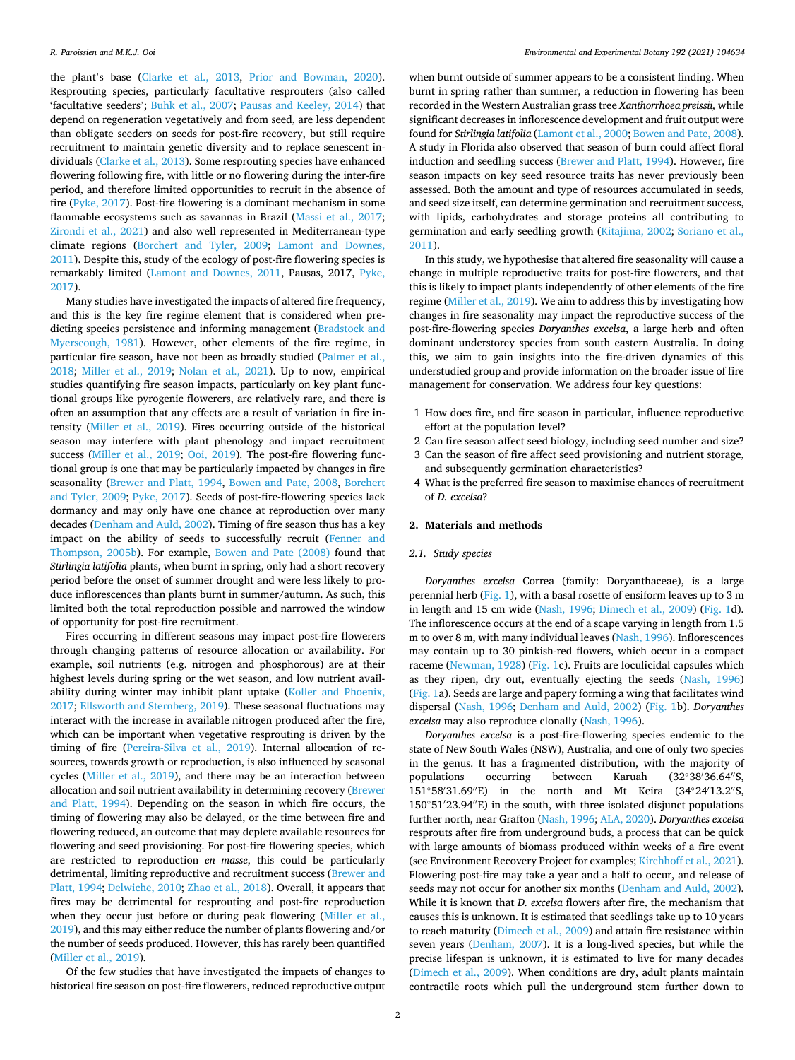the plant's base (Clarke et al., 2013, Prior and Bowman, 2020). Resprouting species, particularly facultative resprouters (also called 'facultative seeders'; Buhk et al., 2007; Pausas and Keeley, 2014) that depend on regeneration vegetatively and from seed, are less dependent than obligate seeders on seeds for post-fire recovery, but still require recruitment to maintain genetic diversity and to replace senescent individuals (Clarke et al., 2013). Some resprouting species have enhanced flowering following fire, with little or no flowering during the inter-fire period, and therefore limited opportunities to recruit in the absence of fire (Pyke, 2017). Post-fire flowering is a dominant mechanism in some flammable ecosystems such as savannas in Brazil (Massi et al., 2017; Zirondi et al., 2021) and also well represented in Mediterranean-type climate regions (Borchert and Tyler, 2009; Lamont and Downes, 2011). Despite this, study of the ecology of post-fire flowering species is remarkably limited (Lamont and Downes, 2011, Pausas, 2017, Pyke, 2017).

Many studies have investigated the impacts of altered fire frequency, and this is the key fire regime element that is considered when predicting species persistence and informing management (Bradstock and Myerscough, 1981). However, other elements of the fire regime, in particular fire season, have not been as broadly studied (Palmer et al., 2018; Miller et al., 2019; Nolan et al., 2021). Up to now, empirical studies quantifying fire season impacts, particularly on key plant functional groups like pyrogenic flowerers, are relatively rare, and there is often an assumption that any effects are a result of variation in fire intensity (Miller et al., 2019). Fires occurring outside of the historical season may interfere with plant phenology and impact recruitment success (Miller et al., 2019; Ooi, 2019). The post-fire flowering functional group is one that may be particularly impacted by changes in fire seasonality (Brewer and Platt, 1994, Bowen and Pate, 2008, Borchert and Tyler, 2009; Pyke, 2017). Seeds of post-fire-flowering species lack dormancy and may only have one chance at reproduction over many decades (Denham and Auld, 2002). Timing of fire season thus has a key impact on the ability of seeds to successfully recruit (Fenner and Thompson, 2005b). For example, Bowen and Pate (2008) found that *Stirlingia latifolia* plants, when burnt in spring, only had a short recovery period before the onset of summer drought and were less likely to produce inflorescences than plants burnt in summer/autumn. As such, this limited both the total reproduction possible and narrowed the window of opportunity for post-fire recruitment.

Fires occurring in different seasons may impact post-fire flowerers through changing patterns of resource allocation or availability. For example, soil nutrients (e.g. nitrogen and phosphorous) are at their highest levels during spring or the wet season, and low nutrient availability during winter may inhibit plant uptake (Koller and Phoenix, 2017; Ellsworth and Sternberg, 2019). These seasonal fluctuations may interact with the increase in available nitrogen produced after the fire, which can be important when vegetative resprouting is driven by the timing of fire (Pereira-Silva et al., 2019). Internal allocation of resources, towards growth or reproduction, is also influenced by seasonal cycles (Miller et al., 2019), and there may be an interaction between allocation and soil nutrient availability in determining recovery (Brewer and Platt, 1994). Depending on the season in which fire occurs, the timing of flowering may also be delayed, or the time between fire and flowering reduced, an outcome that may deplete available resources for flowering and seed provisioning. For post-fire flowering species, which are restricted to reproduction *en masse*, this could be particularly detrimental, limiting reproductive and recruitment success (Brewer and Platt, 1994; Delwiche, 2010; Zhao et al., 2018). Overall, it appears that fires may be detrimental for resprouting and post-fire reproduction when they occur just before or during peak flowering (Miller et al., 2019), and this may either reduce the number of plants flowering and/or the number of seeds produced. However, this has rarely been quantified (Miller et al., 2019).

Of the few studies that have investigated the impacts of changes to historical fire season on post-fire flowerers, reduced reproductive output when burnt outside of summer appears to be a consistent finding. When burnt in spring rather than summer, a reduction in flowering has been recorded in the Western Australian grass tree *Xanthorrhoea preissii,* while significant decreases in inflorescence development and fruit output were found for *Stirlingia latifolia* (Lamont et al., 2000; Bowen and Pate, 2008). A study in Florida also observed that season of burn could affect floral induction and seedling success (Brewer and Platt, 1994). However, fire season impacts on key seed resource traits have never previously been assessed. Both the amount and type of resources accumulated in seeds, and seed size itself, can determine germination and recruitment success, with lipids, carbohydrates and storage proteins all contributing to germination and early seedling growth (Kitajima, 2002; Soriano et al., 2011).

In this study, we hypothesise that altered fire seasonality will cause a change in multiple reproductive traits for post-fire flowerers, and that this is likely to impact plants independently of other elements of the fire regime (Miller et al., 2019). We aim to address this by investigating how changes in fire seasonality may impact the reproductive success of the post-fire-flowering species *Doryanthes excelsa*, a large herb and often dominant understorey species from south eastern Australia. In doing this, we aim to gain insights into the fire-driven dynamics of this understudied group and provide information on the broader issue of fire management for conservation. We address four key questions:

1. How does fire, and fire season in particular, influence reproductive effort at the population level?
2. Can fire season affect seed biology, including seed number and size?
3. Can the season of fire affect seed provisioning and nutrient storage, and subsequently germination characteristics?
4. What is the preferred fire season to maximise chances of recruitment of *D. excelsa*?

## 2. Materials and methods

### 2.1. Study species

*Doryanthes excelsa* Correa (family: Doryanthaceae), is a large perennial herb (Fig. 1), with a basal rosette of ensiform leaves up to 3 m in length and 15 cm wide (Nash, 1996; Dimech et al., 2009) (Fig. 1d). The inflorescence occurs at the end of a scape varying in length from 1.5 m to over 8 m, with many individual leaves (Nash, 1996). Inflorescences may contain up to 30 pinkish-red flowers, which occur in a compact raceme (Newman, 1928) (Fig. 1c). Fruits are loculicidal capsules which as they ripen, dry out, eventually ejecting the seeds (Nash, 1996) (Fig. 1a). Seeds are large and papery forming a wing that facilitates wind dispersal (Nash, 1996; Denham and Auld, 2002) (Fig. 1b). *Doryanthes excelsa* may also reproduce clonally (Nash, 1996).

*Doryanthes excelsa* is a post-fire-flowering species endemic to the state of New South Wales (NSW), Australia, and one of only two species in the genus. It has a fragmented distribution, with the majority of populations occurring between Karuah (32°38′36.64″S, 151°58′31.69″E) in the north and Mt Keira (34°24′13.2″S, 150°51′23.94″E) in the south, with three isolated disjunct populations further north, near Grafton (Nash, 1996; ALA, 2020). *Doryanthes excelsa* resprouts after fire from underground buds, a process that can be quick with large amounts of biomass produced within weeks of a fire event (see Environment Recovery Project for examples; Kirchhoff et al., 2021). Flowering post-fire may take a year and a half to occur, and release of seeds may not occur for another six months (Denham and Auld, 2002). While it is known that *D. excelsa* flowers after fire, the mechanism that causes this is unknown. It is estimated that seedlings take up to 10 years to reach maturity (Dimech et al., 2009) and attain fire resistance within seven years (Denham, 2007). It is a long-lived species, but while the precise lifespan is unknown, it is estimated to live for many decades (Dimech et al., 2009). When conditions are dry, adult plants maintain contractile roots which pull the underground stem further down to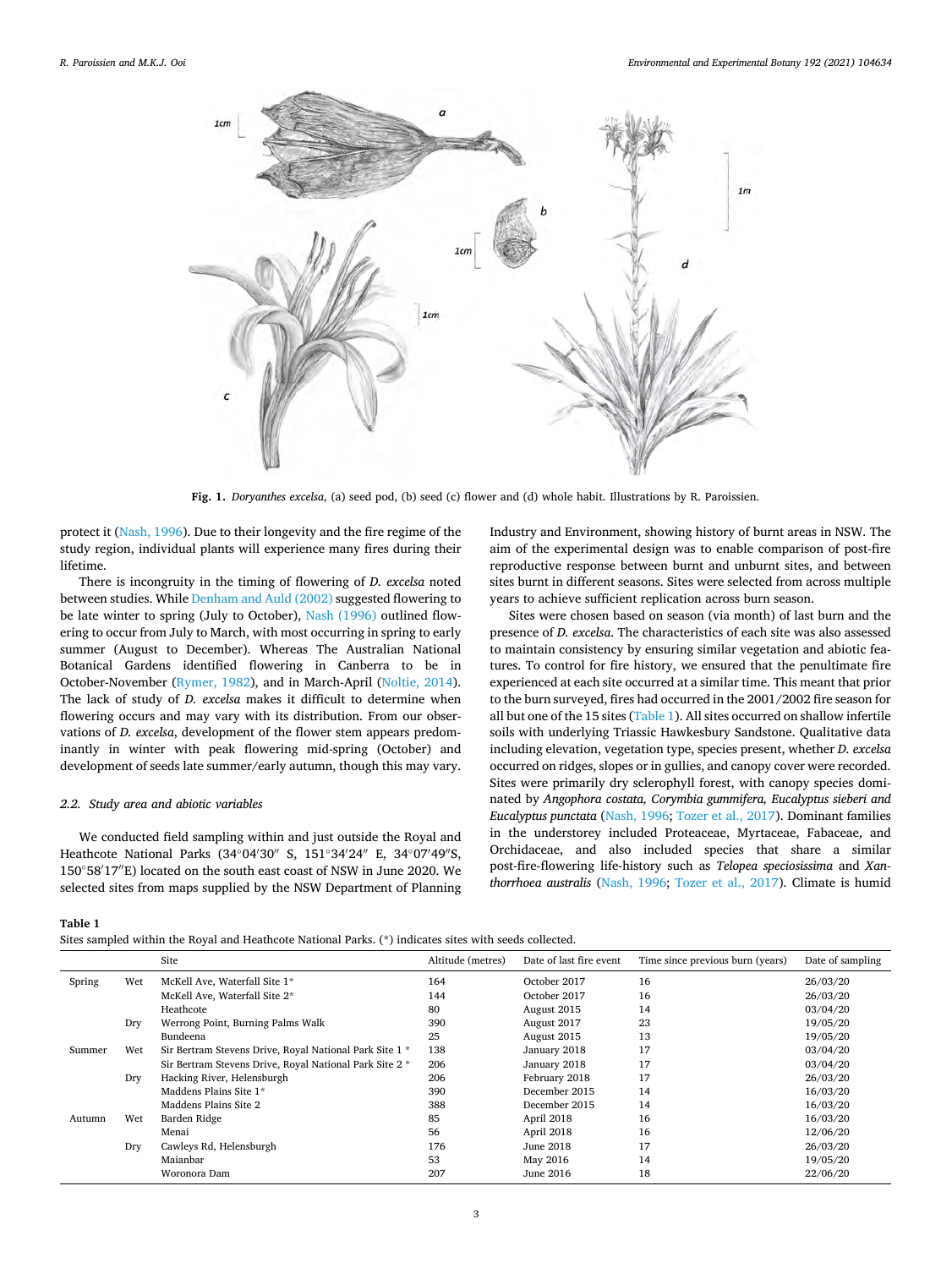Fig. 1. *Doryanthes excelsa*, (a) seed pod, (b) seed (c) flower and (d) whole habit. Illustrations by R. Paroissien.

protect it (Nash, 1996). Due to their longevity and the fire regime of the study region, individual plants will experience many fires during their lifetime.

There is incongruity in the timing of flowering of *D. excelsa* noted between studies. While Denham and Auld (2002) suggested flowering to be late winter to spring (July to October), Nash (1996) outlined flowering to occur from July to March, with most occurring in spring to early summer (August to December). Whereas The Australian National Botanical Gardens identified flowering in Canberra to be in October-November (Rymer, 1982), and in March-April (Noltie, 2014). The lack of study of *D. excelsa* makes it difficult to determine when flowering occurs and may vary with its distribution. From our observations of *D. excelsa*, development of the flower stem appears predominantly in winter with peak flowering mid-spring (October) and development of seeds late summer/early autumn, though this may vary.

### 2.2. Study area and abiotic variables

We conducted field sampling within and just outside the Royal and Heathcote National Parks (34°04′30″ S, 151°34′24″ E, 34°07′49″S, 150°58′17″E) located on the south east coast of NSW in June 2020. We selected sites from maps supplied by the NSW Department of Planning Industry and Environment, showing history of burnt areas in NSW. The aim of the experimental design was to enable comparison of post-fire reproductive response between burnt and unburnt sites, and between sites burnt in different seasons. Sites were selected from across multiple years to achieve sufficient replication across burn season.

Sites were chosen based on season (via month) of last burn and the presence of *D. excelsa*. The characteristics of each site was also assessed to maintain consistency by ensuring similar vegetation and abiotic features. To control for fire history, we ensured that the penultimate fire experienced at each site occurred at a similar time. This meant that prior to the burn surveyed, fires had occurred in the 2001/2002 fire season for all but one of the 15 sites (Table 1). All sites occurred on shallow infertile soils with underlying Triassic Hawkesbury Sandstone. Qualitative data including elevation, vegetation type, species present, whether *D. excelsa* occurred on ridges, slopes or in gullies, and canopy cover were recorded. Sites were primarily dry sclerophyll forest, with canopy species dominated by *Angophora costata, Corymbia gummifera, Eucalyptus sieberi and Eucalyptus punctata* (Nash, 1996; Tozer et al., 2017). Dominant families in the understorey included Proteaceae, Myrtaceae, Fabaceae, and Orchidaceae, and also included species that share a similar post-fire-flowering life-history such as *Telopea speciosissima* and *Xanthorrhoea australis* (Nash, 1996; Tozer et al., 2017). Climate is humid

**Table 1**
Sites sampled within the Royal and Heathcote National Parks. (*) indicates sites with seeds collected.

| | | Site | Altitude (metres) | Date of last fire event | Time since previous burn (years) | Date of sampling |
|---|---|---|---|---|---|---|
| Spring | Wet | McKell Ave, Waterfall Site 1* | 164 | October 2017 | 16 | 26/03/20 |
| | | McKell Ave, Waterfall Site 2* | 144 | October 2017 | 16 | 26/03/20 |
| | | Heathcote | 80 | August 2015 | 14 | 03/04/20 |
| | Dry | Werrong Point, Burning Palms Walk | 390 | August 2017 | 23 | 19/05/20 |
| | | Bundeena | 25 | August 2015 | 13 | 19/05/20 |
| Summer | Wet | Sir Bertram Stevens Drive, Royal National Park Site 1 * | 138 | January 2018 | 17 | 03/04/20 |
| | | Sir Bertram Stevens Drive, Royal National Park Site 2 * | 206 | January 2018 | 17 | 03/04/20 |
| | Dry | Hacking River, Helensburgh | 206 | February 2018 | 17 | 26/03/20 |
| | | Maddens Plains Site 1* | 390 | December 2015 | 14 | 16/03/20 |
| | | Maddens Plains Site 2 | 388 | December 2015 | 14 | 16/03/20 |
| Autumn | Wet | Barden Ridge | 85 | April 2018 | 16 | 16/03/20 |
| | | Menai | 56 | April 2018 | 16 | 12/06/20 |
| | Dry | Cawleys Rd, Helensburgh | 176 | June 2018 | 17 | 26/03/20 |
| | | Maianbar | 53 | May 2016 | 14 | 19/05/20 |
| | | Woronora Dam | 207 | June 2016 | 18 | 22/06/20 |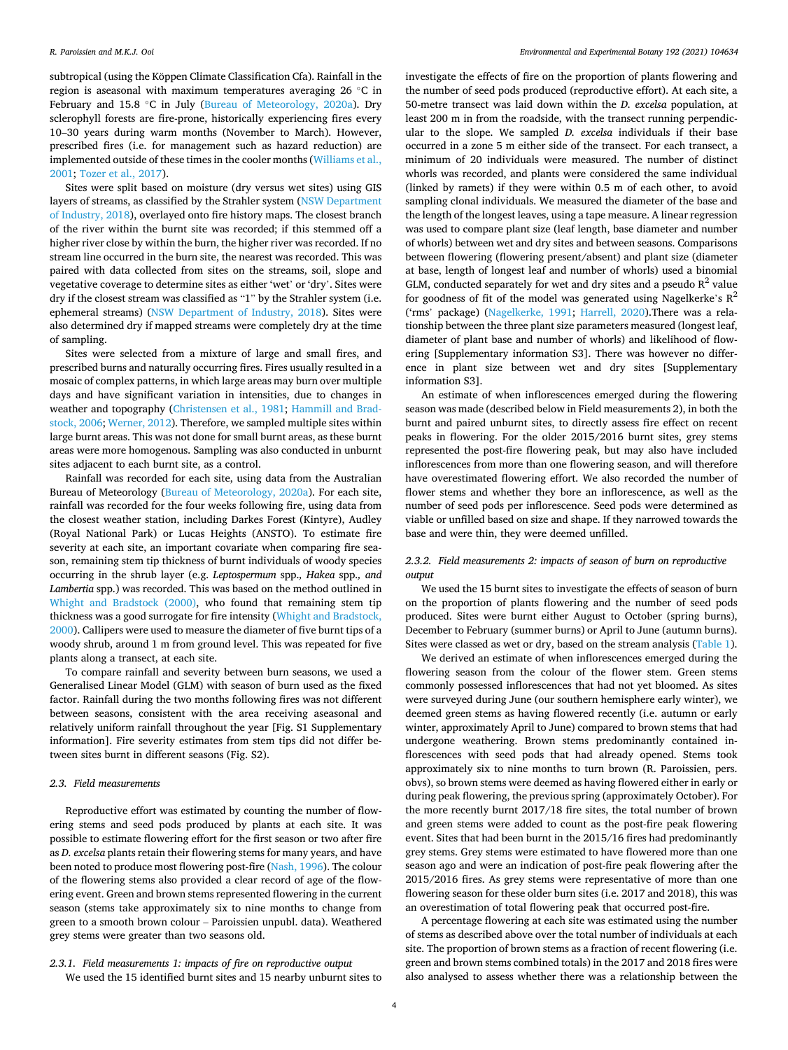subtropical (using the Köppen Climate Classification Cfa). Rainfall in the region is aseasonal with maximum temperatures averaging 26 °C in February and 15.8 °C in July (Bureau of Meteorology, 2020a). Dry sclerophyll forests are fire-prone, historically experiencing fires every 10–30 years during warm months (November to March). However, prescribed fires (i.e. for management such as hazard reduction) are implemented outside of these times in the cooler months (Williams et al., 2001; Tozer et al., 2017).

Sites were split based on moisture (dry versus wet sites) using GIS layers of streams, as classified by the Strahler system (NSW Department of Industry, 2018), overlayed onto fire history maps. The closest branch of the river within the burnt site was recorded; if this stemmed off a higher river close by within the burn, the higher river was recorded. If no stream line occurred in the burn site, the nearest was recorded. This was paired with data collected from sites on the streams, soil, slope and vegetative coverage to determine sites as either 'wet' or 'dry'. Sites were dry if the closest stream was classified as "1" by the Strahler system (i.e. ephemeral streams) (NSW Department of Industry, 2018). Sites were also determined dry if mapped streams were completely dry at the time of sampling.

Sites were selected from a mixture of large and small fires, and prescribed burns and naturally occurring fires. Fires usually resulted in a mosaic of complex patterns, in which large areas may burn over multiple days and have significant variation in intensities, due to changes in weather and topography (Christensen et al., 1981; Hammill and Bradstock, 2006; Werner, 2012). Therefore, we sampled multiple sites within large burnt areas. This was not done for small burnt areas, as these burnt areas were more homogenous. Sampling was also conducted in unburnt sites adjacent to each burnt site, as a control.

Rainfall was recorded for each site, using data from the Australian Bureau of Meteorology (Bureau of Meteorology, 2020a). For each site, rainfall was recorded for the four weeks following fire, using data from the closest weather station, including Darkes Forest (Kintyre), Audley (Royal National Park) or Lucas Heights (ANSTO). To estimate fire severity at each site, an important covariate when comparing fire season, remaining stem tip thickness of burnt individuals of woody species occurring in the shrub layer (e.g. *Leptospermum* spp., *Hakea* spp., *and Lambertia* spp.) was recorded. This was based on the method outlined in Whight and Bradstock (2000), who found that remaining stem tip thickness was a good surrogate for fire intensity (Whight and Bradstock, 2000). Callipers were used to measure the diameter of five burnt tips of a woody shrub, around 1 m from ground level. This was repeated for five plants along a transect, at each site.

To compare rainfall and severity between burn seasons, we used a Generalised Linear Model (GLM) with season of burn used as the fixed factor. Rainfall during the two months following fires was not different between seasons, consistent with the area receiving aseasonal and relatively uniform rainfall throughout the year [Fig. S1 Supplementary information]. Fire severity estimates from stem tips did not differ between sites burnt in different seasons (Fig. S2).

### 2.3. Field measurements

Reproductive effort was estimated by counting the number of flowering stems and seed pods produced by plants at each site. It was possible to estimate flowering effort for the first season or two after fire as *D. excelsa* plants retain their flowering stems for many years, and have been noted to produce most flowering post-fire (Nash, 1996). The colour of the flowering stems also provided a clear record of age of the flowering event. Green and brown stems represented flowering in the current season (stems take approximately six to nine months to change from green to a smooth brown colour – Paroissien unpubl. data). Weathered grey stems were greater than two seasons old.

#### 2.3.1. Field measurements 1: impacts of fire on reproductive output

We used the 15 identified burnt sites and 15 nearby unburnt sites to investigate the effects of fire on the proportion of plants flowering and the number of seed pods produced (reproductive effort). At each site, a 50-metre transect was laid down within the *D. excelsa* population, at least 200 m in from the roadside, with the transect running perpendicular to the slope. We sampled *D. excelsa* individuals if their base occurred in a zone 5 m either side of the transect. For each transect, a minimum of 20 individuals were measured. The number of distinct whorls was recorded, and plants were considered the same individual (linked by ramets) if they were within 0.5 m of each other, to avoid sampling clonal individuals. We measured the diameter of the base and the length of the longest leaves, using a tape measure. A linear regression was used to compare plant size (leaf length, base diameter and number of whorls) between wet and dry sites and between seasons. Comparisons between flowering (flowering present/absent) and plant size (diameter at base, length of longest leaf and number of whorls) used a binomial GLM, conducted separately for wet and dry sites and a pseudo $R^2$ value for goodness of fit of the model was generated using Nagelkerke's $R^2$ ('rms' package) (Nagelkerke, 1991; Harrell, 2020).There was a relationship between the three plant size parameters measured (longest leaf, diameter of plant base and number of whorls) and likelihood of flowering [Supplementary information S3]. There was however no difference in plant size between wet and dry sites [Supplementary information S3].

An estimate of when inflorescences emerged during the flowering season was made (described below in Field measurements 2), in both the burnt and paired unburnt sites, to directly assess fire effect on recent peaks in flowering. For the older 2015/2016 burnt sites, grey stems represented the post-fire flowering peak, but may also have included inflorescences from more than one flowering season, and will therefore have overestimated flowering effort. We also recorded the number of flower stems and whether they bore an inflorescence, as well as the number of seed pods per inflorescence. Seed pods were determined as viable or unfilled based on size and shape. If they narrowed towards the base and were thin, they were deemed unfilled.

#### 2.3.2. Field measurements 2: impacts of season of burn on reproductive output

We used the 15 burnt sites to investigate the effects of season of burn on the proportion of plants flowering and the number of seed pods produced. Sites were burnt either August to October (spring burns), December to February (summer burns) or April to June (autumn burns). Sites were classed as wet or dry, based on the stream analysis (Table 1).

We derived an estimate of when inflorescences emerged during the flowering season from the colour of the flower stem. Green stems commonly possessed inflorescences that had not yet bloomed. As sites were surveyed during June (our southern hemisphere early winter), we deemed green stems as having flowered recently (i.e. autumn or early winter, approximately April to June) compared to brown stems that had undergone weathering. Brown stems predominantly contained inflorescences with seed pods that had already opened. Stems took approximately six to nine months to turn brown (R. Paroissien, pers. obvs), so brown stems were deemed as having flowered either in early or during peak flowering, the previous spring (approximately October). For the more recently burnt 2017/18 fire sites, the total number of brown and green stems were added to count as the post-fire peak flowering event. Sites that had been burnt in the 2015/16 fires had predominantly grey stems. Grey stems were estimated to have flowered more than one season ago and were an indication of post-fire peak flowering after the 2015/2016 fires. As grey stems were representative of more than one flowering season for these older burn sites (i.e. 2017 and 2018), this was an overestimation of total flowering peak that occurred post-fire.

A percentage flowering at each site was estimated using the number of stems as described above over the total number of individuals at each site. The proportion of brown stems as a fraction of recent flowering (i.e. green and brown stems combined totals) in the 2017 and 2018 fires were also analysed to assess whether there was a relationship between the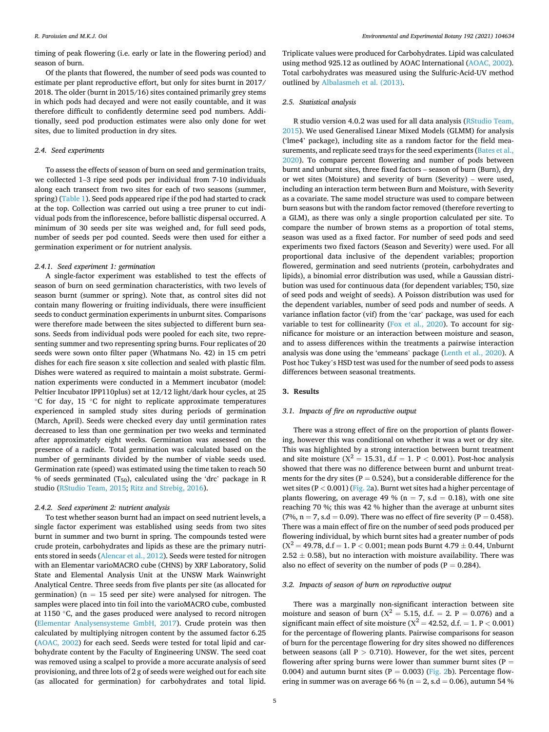timing of peak flowering (i.e. early or late in the flowering period) and season of burn.

Of the plants that flowered, the number of seed pods was counted to estimate per plant reproductive effort, but only for sites burnt in 2017/2018. The older (burnt in 2015/16) sites contained primarily grey stems in which pods had decayed and were not easily countable, and it was therefore difficult to confidently determine seed pod numbers. Additionally, seed pod production estimates were also only done for wet sites, due to limited production in dry sites.

### 2.4. Seed experiments

To assess the effects of season of burn on seed and germination traits, we collected 1–3 ripe seed pods per individual from 7-10 individuals along each transect from two sites for each of two seasons (summer, spring) (Table 1). Seed pods appeared ripe if the pod had started to crack at the top. Collection was carried out using a tree pruner to cut individual pods from the inflorescence, before ballistic dispersal occurred. A minimum of 30 seeds per site was weighed and, for full seed pods, number of seeds per pod counted. Seeds were then used for either a germination experiment or for nutrient analysis.

#### 2.4.1. Seed experiment 1: germination

A single-factor experiment was established to test the effects of season of burn on seed germination characteristics, with two levels of season burnt (summer or spring). Note that, as control sites did not contain many flowering or fruiting individuals, there were insufficient seeds to conduct germination experiments in unburnt sites. Comparisons were therefore made between the sites subjected to different burn seasons. Seeds from individual pods were pooled for each site, two representing summer and two representing spring burns. Four replicates of 20 seeds were sown onto filter paper (Whatmans No. 42) in 15 cm petri dishes for each fire season x site collection and sealed with plastic film. Dishes were watered as required to maintain a moist substrate. Germination experiments were conducted in a Memmert incubator (model: Peltier Incubator IPP110plus) set at 12/12 light/dark hour cycles, at 25 °C for day, 15 °C for night to replicate approximate temperatures experienced in sampled study sites during periods of germination (March, April). Seeds were checked every day until germination rates decreased to less than one germination per two weeks and terminated after approximately eight weeks. Germination was assessed on the presence of a radicle. Total germination was calculated based on the number of germinants divided by the number of viable seeds used. Germination rate (speed) was estimated using the time taken to reach 50 % of seeds germinated ($T_{50}$), calculated using the 'drc' package in R studio (RStudio Team, 2015; Ritz and Strebig, 2016).

#### 2.4.2. Seed experiment 2: nutrient analysis

To test whether season burnt had an impact on seed nutrient levels, a single factor experiment was established using seeds from two sites burnt in summer and two burnt in spring. The compounds tested were crude protein, carbohydrates and lipids as these are the primary nutrients stored in seeds (Alencar et al., 2012). Seeds were tested for nitrogen with an Elementar varioMACRO cube (CHNS) by XRF Laboratory, Solid State and Elemental Analysis Unit at the UNSW Mark Wainwright Analytical Centre. Three seeds from five plants per site (as allocated for germination) (n = 15 seed per site) were analysed for nitrogen. The samples were placed into tin foil into the varioMACRO cube, combusted at 1150 °C, and the gases produced were analysed to record nitrogen (Elementar Analysensysteme GmbH, 2017). Crude protein was then calculated by multiplying nitrogen content by the assumed factor 6.25 (AOAC, 2002) for each seed. Seeds were tested for total lipid and carbohydrate content by the Faculty of Engineering UNSW. The seed coat was removed using a scalpel to provide a more accurate analysis of seed provisioning, and three lots of 2 g of seeds were weighed out for each site (as allocated for germination) for carbohydrates and total lipid. Triplicate values were produced for Carbohydrates. Lipid was calculated using method 925.12 as outlined by AOAC International (AOAC, 2002). Total carbohydrates was measured using the Sulfuric-Acid-UV method outlined by Albalasmeh et al. (2013).

### 2.5. Statistical analysis

R studio version 4.0.2 was used for all data analysis (RStudio Team, 2015). We used Generalised Linear Mixed Models (GLMM) for analysis ('lme4' package), including site as a random factor for the field measurements, and replicate seed trays for the seed experiments (Bates et al., 2020). To compare percent flowering and number of pods between burnt and unburnt sites, three fixed factors – season of burn (Burn), dry or wet sites (Moisture) and severity of burn (Severity) – were used, including an interaction term between Burn and Moisture, with Severity as a covariate. The same model structure was used to compare between burn seasons but with the random factor removed (therefore reverting to a GLM), as there was only a single proportion calculated per site. To compare the number of brown stems as a proportion of total stems, season was used as a fixed factor. For number of seed pods and seed experiments two fixed factors (Season and Severity) were used. For all proportional data inclusive of the dependent variables; proportion flowered, germination and seed nutrients (protein, carbohydrates and lipids), a binomial error distribution was used, while a Gaussian distribution was used for continuous data (for dependent variables; T50, size of seed pods and weight of seeds). A Poisson distribution was used for the dependent variables, number of seed pods and number of seeds. A variance inflation factor (vif) from the 'car' package, was used for each variable to test for collinearity (Fox et al., 2020). To account for significance for moisture or an interaction between moisture and season, and to assess differences within the treatments a pairwise interaction analysis was done using the 'emmeans' package (Lenth et al., 2020). A Post hoc Tukey's HSD test was used for the number of seed pods to assess differences between seasonal treatments.

## 3. Results

### 3.1. Impacts of fire on reproductive output

There was a strong effect of fire on the proportion of plants flowering, however this was conditional on whether it was a wet or dry site. This was highlighted by a strong interaction between burnt treatment and site moisture ($X^2 = 15.31$, d.f = 1. $P < 0.001$). Post-hoc analysis showed that there was no difference between burnt and unburnt treatments for the dry sites ($P = 0.524$), but a considerable difference for the wet sites ($P < 0.001$) (Fig. 2a). Burnt wet sites had a higher percentage of plants flowering, on average 49 % (n = 7, s.d = 0.18), with one site reaching 70 %; this was 42 % higher than the average at unburnt sites (7%, n = 7, s.d = 0.09). There was no effect of fire severity ($P = 0.458$). There was a main effect of fire on the number of seed pods produced per flowering individual, by which burnt sites had a greater number of pods ($X^2 = 49.78$, d.f = 1. $P < 0.001$; mean pods Burnt 4.79 ± 0.44, Unburnt 2.52 ± 0.58), but no interaction with moisture availability. There was also no effect of severity on the number of pods ($P = 0.284$).

### 3.2. Impacts of season of burn on reproductive output

There was a marginally non-significant interaction between site moisture and season of burn ($X^2 = 5.15$, d.f. = 2. $P = 0.076$) and a significant main effect of site moisture ($X^2 = 42.52$, d.f. = 1. $P < 0.001$) for the percentage of flowering plants. Pairwise comparisons for season of burn for the percentage flowering for dry sites showed no differences between seasons (all $P > 0.710$). However, for the wet sites, percent flowering after spring burns were lower than summer burnt sites ($P = 0.004$) and autumn burnt sites ($P = 0.003$) (Fig. 2b). Percentage flowering in summer was on average 66 % (n = 2, s.d = 0.06), autumn 54 %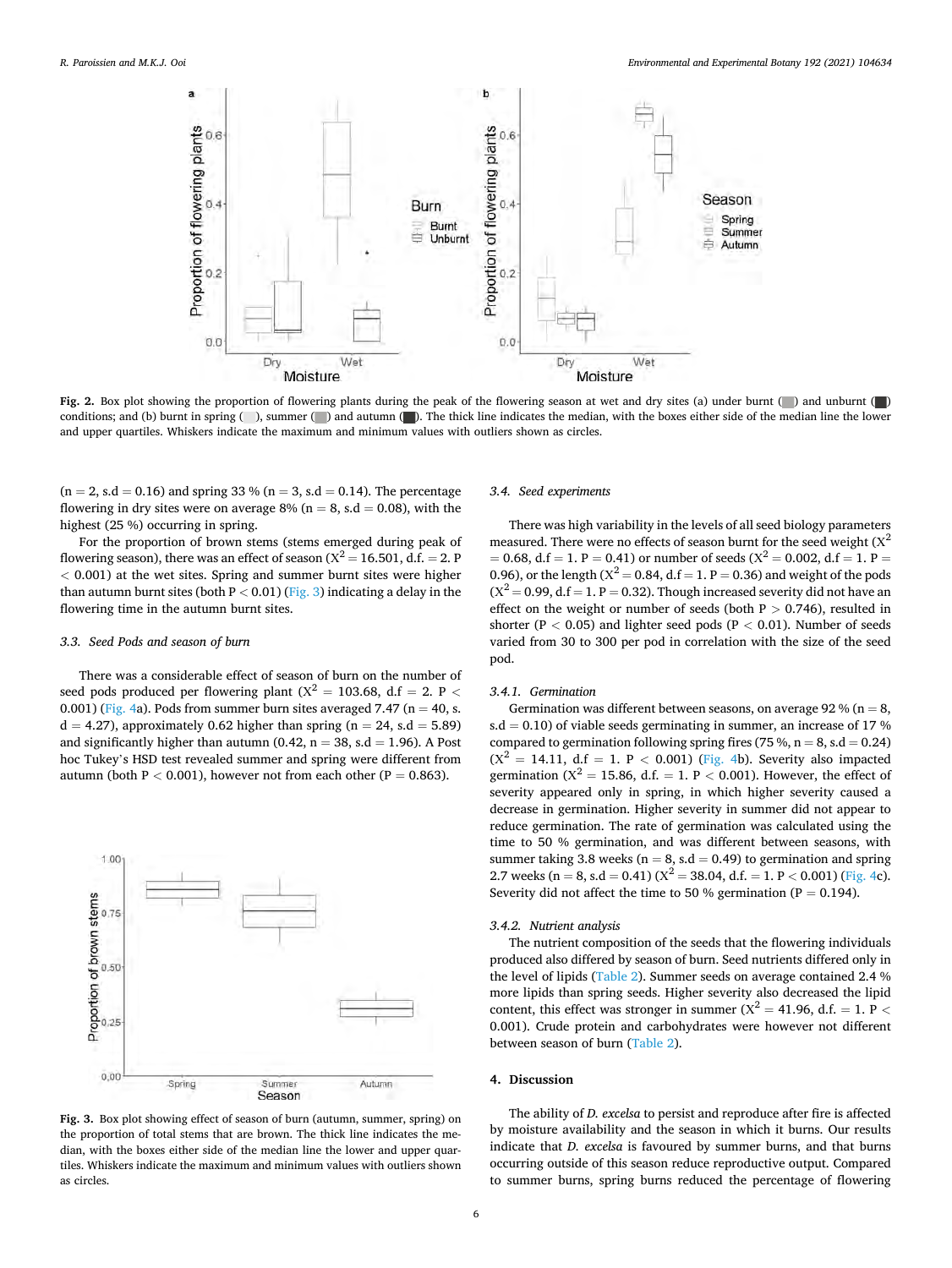**Fig. 2.** Box plot showing the proportion of flowering plants during the peak of the flowering season at wet and dry sites (a) under burnt ( ) and unburnt ( ) conditions; and (b) burnt in spring ( ), summer ( ) and autumn ( ). The thick line indicates the median, with the boxes either side of the median line the lower and upper quartiles. Whiskers indicate the maximum and minimum values with outliers shown as circles.

(n = 2, s.d = 0.16) and spring 33 % (n = 3, s.d = 0.14). The percentage flowering in dry sites were on average 8% (n = 8, s.d = 0.08), with the highest (25 %) occurring in spring.

For the proportion of brown stems (stems emerged during peak of flowering season), there was an effect of season ($X^2 = 16.501$, d.f. = 2. $P < 0.001$) at the wet sites. Spring and summer burnt sites were higher than autumn burnt sites (both $P < 0.01$) (Fig. 3) indicating a delay in the flowering time in the autumn burnt sites.

### 3.3. Seed Pods and season of burn

There was a considerable effect of season of burn on the number of seed pods produced per flowering plant ($X^2 = 103.68$, d.f = 2. $P < 0.001$) (Fig. 4a). Pods from summer burn sites averaged 7.47 (n = 40, s.d = 4.27), approximately 0.62 higher than spring (n = 24, s.d = 5.89) and significantly higher than autumn (0.42, n = 38, s.d = 1.96). A Post hoc Tukey's HSD test revealed summer and spring were different from autumn (both $P < 0.001$), however not from each other ($P = 0.863$).

**Fig. 3.** Box plot showing effect of season of burn (autumn, summer, spring) on the proportion of total stems that are brown. The thick line indicates the median, with the boxes either side of the median line the lower and upper quartiles. Whiskers indicate the maximum and minimum values with outliers shown as circles.

### 3.4. Seed experiments

There was high variability in the levels of all seed biology parameters measured. There were no effects of season burnt for the seed weight ($X^2 = 0.68$, d.f = 1. $P = 0.41$) or number of seeds ($X^2 = 0.002$, d.f = 1. $P = 0.96$), or the length ($X^2 = 0.84$, d.f = 1. $P = 0.36$) and weight of the pods ($X^2 = 0.99$, d.f = 1. $P = 0.32$). Though increased severity did not have an effect on the weight or number of seeds (both $P > 0.746$), resulted in shorter ($P < 0.05$) and lighter seed pods ($P < 0.01$). Number of seeds varied from 30 to 300 per pod in correlation with the size of the seed pod.

#### 3.4.1. Germination

Germination was different between seasons, on average 92 % (n = 8, s.d = 0.10) of viable seeds germinating in summer, an increase of 17 % compared to germination following spring fires (75 %, n = 8, s.d = 0.24) ($X^2 = 14.11$, d.f = 1. $P < 0.001$) (Fig. 4b). Severity also impacted germination ($X^2 = 15.86$, d.f. = 1. $P < 0.001$). However, the effect of severity appeared only in spring, in which higher severity caused a decrease in germination. Higher severity in summer did not appear to reduce germination. The rate of germination was calculated using the time to 50 % germination, and was different between seasons, with summer taking 3.8 weeks (n = 8, s.d = 0.49) to germination and spring 2.7 weeks (n = 8, s.d = 0.41) ($X^2 = 38.04$, d.f. = 1. $P < 0.001$) (Fig. 4c). Severity did not affect the time to 50 % germination ($P = 0.194$).

#### 3.4.2. Nutrient analysis

The nutrient composition of the seeds that the flowering individuals produced also differed by season of burn. Seed nutrients differed only in the level of lipids (Table 2). Summer seeds on average contained 2.4 % more lipids than spring seeds. Higher severity also decreased the lipid content, this effect was stronger in summer ($X^2 = 41.96$, d.f. = 1. $P < 0.001$). Crude protein and carbohydrates were however not different between season of burn (Table 2).

## 4. Discussion

The ability of *D. excelsa* to persist and reproduce after fire is affected by moisture availability and the season in which it burns. Our results indicate that *D. excelsa* is favoured by summer burns, and that burns occurring outside of this season reduce reproductive output. Compared to summer burns, spring burns reduced the percentage of flowering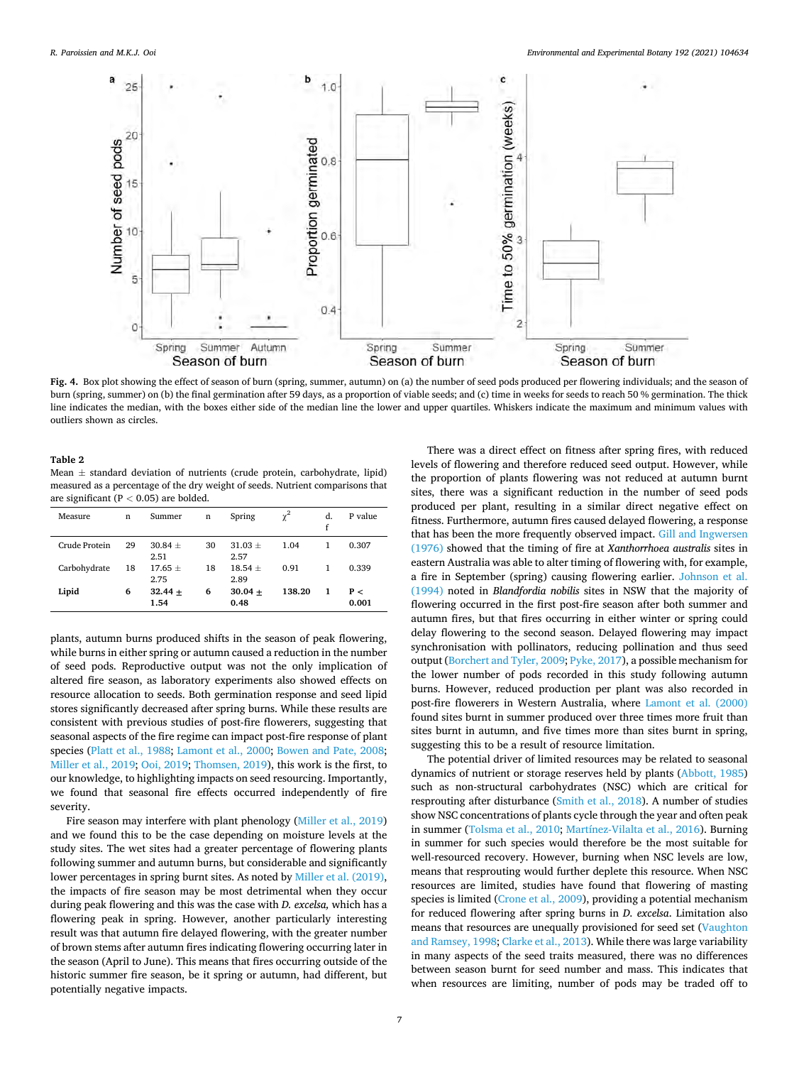Fig. 4. Box plot showing the effect of season of burn (spring, summer, autumn) on (a) the number of seed pods produced per flowering individuals; and the season of burn (spring, summer) on (b) the final germination after 59 days, as a proportion of viable seeds; and (c) time in weeks for seeds to reach 50 % germination. The thick line indicates the median, with the boxes either side of the median line the lower and upper quartiles. Whiskers indicate the maximum and minimum values with outliers shown as circles.

**Table 2**
Mean ± standard deviation of nutrients (crude protein, carbohydrate, lipid) measured as a percentage of the dry weight of seeds. Nutrient comparisons that are significant ($P < 0.05$) are bolded.

| Measure | n | Summer | n | Spring | $\chi^2$ | d.f | P value |
|---|---|---|---|---|---|---|---|
| Crude Protein | 29 | 30.84 ± 2.51 | 30 | 31.03 ± 2.57 | 1.04 | 1 | 0.307 |
| Carbohydrate | 18 | 17.65 ± 2.75 | 18 | 18.54 ± 2.89 | 0.91 | 1 | 0.339 |
| **Lipid** | **6** | **32.44 ± 1.54** | **6** | **30.04 ± 0.48** | **138.20** | **1** | **P < 0.001** |

plants, autumn burns produced shifts in the season of peak flowering, while burns in either spring or autumn caused a reduction in the number of seed pods. Reproductive output was not the only implication of altered fire season, as laboratory experiments also showed effects on resource allocation to seeds. Both germination response and seed lipid stores significantly decreased after spring burns. While these results are consistent with previous studies of post-fire flowerers, suggesting that seasonal aspects of the fire regime can impact post-fire response of plant species (Platt et al., 1988; Lamont et al., 2000; Bowen and Pate, 2008; Miller et al., 2019; Ooi, 2019; Thomsen, 2019), this work is the first, to our knowledge, to highlighting impacts on seed resourcing. Importantly, we found that seasonal fire effects occurred independently of fire severity.

Fire season may interfere with plant phenology (Miller et al., 2019) and we found this to be the case depending on moisture levels at the study sites. The wet sites had a greater percentage of flowering plants following summer and autumn burns, but considerable and significantly lower percentages in spring burnt sites. As noted by Miller et al. (2019), the impacts of fire season may be most detrimental when they occur during peak flowering and this was the case with *D. excelsa,* which has a flowering peak in spring. However, another particularly interesting result was that autumn fire delayed flowering, with the greater number of brown stems after autumn fires indicating flowering occurring later in the season (April to June). This means that fires occurring outside of the historic summer fire season, be it spring or autumn, had different, but potentially negative impacts.

There was a direct effect on fitness after spring fires, with reduced levels of flowering and therefore reduced seed output. However, while the proportion of plants flowering was not reduced at autumn burnt sites, there was a significant reduction in the number of seed pods produced per plant, resulting in a similar direct negative effect on fitness. Furthermore, autumn fires caused delayed flowering, a response that has been the more frequently observed impact. Gill and Ingwersen (1976) showed that the timing of fire at *Xanthorrhoea australis* sites in eastern Australia was able to alter timing of flowering with, for example, a fire in September (spring) causing flowering earlier. Johnson et al. (1994) noted in *Blandfordia nobilis* sites in NSW that the majority of flowering occurred in the first post-fire season after both summer and autumn fires, but that fires occurring in either winter or spring could delay flowering to the second season. Delayed flowering may impact synchronisation with pollinators, reducing pollination and thus seed output (Borchert and Tyler, 2009; Pyke, 2017), a possible mechanism for the lower number of pods recorded in this study following autumn burns. However, reduced production per plant was also recorded in post-fire flowerers in Western Australia, where Lamont et al. (2000) found sites burnt in summer produced over three times more fruit than sites burnt in autumn, and five times more than sites burnt in spring, suggesting this to be a result of resource limitation.

The potential driver of limited resources may be related to seasonal dynamics of nutrient or storage reserves held by plants (Abbott, 1985) such as non-structural carbohydrates (NSC) which are critical for resprouting after disturbance (Smith et al., 2018). A number of studies show NSC concentrations of plants cycle through the year and often peak in summer (Tolsma et al., 2010; Martínez-Vilalta et al., 2016). Burning in summer for such species would therefore be the most suitable for well-resourced recovery. However, burning when NSC levels are low, means that resprouting would further deplete this resource. When NSC resources are limited, studies have found that flowering of masting species is limited (Crone et al., 2009), providing a potential mechanism for reduced flowering after spring burns in *D. excelsa*. Limitation also means that resources are unequally provisioned for seed set (Vaughton and Ramsey, 1998; Clarke et al., 2013). While there was large variability in many aspects of the seed traits measured, there was no differences between season burnt for seed number and mass. This indicates that when resources are limiting, number of pods may be traded off to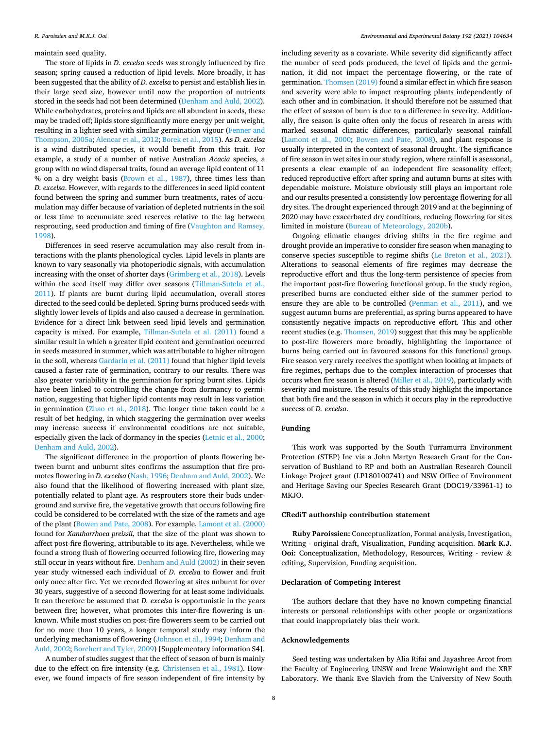maintain seed quality.

The store of lipids in *D. excelsa* seeds was strongly influenced by fire season; spring caused a reduction of lipid levels. More broadly, it has been suggested that the ability of *D. excelsa* to persist and establish lies in their large seed size, however until now the proportion of nutrients stored in the seeds had not been determined (Denham and Auld, 2002). While carbohydrates, proteins and lipids are all abundant in seeds, these may be traded off; lipids store significantly more energy per unit weight, resulting in a lighter seed with similar germination vigour (Fenner and Thompson, 2005a; Alencar et al., 2012; Borek et al., 2015). As *D. excelsa* is a wind distributed species, it would benefit from this trait. For example, a study of a number of native Australian *Acacia* species, a group with no wind dispersal traits, found an average lipid content of 11 % on a dry weight basis (Brown et al., 1987), three times less than *D. excelsa*. However, with regards to the differences in seed lipid content found between the spring and summer burn treatments, rates of accumulation may differ because of variation of depleted nutrients in the soil or less time to accumulate seed reserves relative to the lag between resprouting, seed production and timing of fire (Vaughton and Ramsey, 1998).

Differences in seed reserve accumulation may also result from interactions with the plants phenological cycles. Lipid levels in plants are known to vary seasonally via photoperiodic signals, with accumulation increasing with the onset of shorter days (Grimberg et al., 2018). Levels within the seed itself may differ over seasons (Tillman-Sutela et al., 2011). If plants are burnt during lipid accumulation, overall stores directed to the seed could be depleted. Spring burns produced seeds with slightly lower levels of lipids and also caused a decrease in germination. Evidence for a direct link between seed lipid levels and germination capacity is mixed. For example, Tillman-Sutela et al. (2011) found a similar result in which a greater lipid content and germination occurred in seeds measured in summer, which was attributable to higher nitrogen in the soil, whereas Gardarin et al. (2011) found that higher lipid levels caused a faster rate of germination, contrary to our results. There was also greater variability in the germination for spring burnt sites. Lipids have been linked to controlling the change from dormancy to germination, suggesting that higher lipid contents may result in less variation in germination (Zhao et al., 2018). The longer time taken could be a result of bet hedging, in which staggering the germination over weeks may increase success if environmental conditions are not suitable, especially given the lack of dormancy in the species (Letnic et al., 2000; Denham and Auld, 2002).

The significant difference in the proportion of plants flowering between burnt and unburnt sites confirms the assumption that fire promotes flowering in *D. excelsa* (Nash, 1996; Denham and Auld, 2002). We also found that the likelihood of flowering increased with plant size, potentially related to plant age. As resprouters store their buds underground and survive fire, the vegetative growth that occurs following fire could be considered to be correlated with the size of the ramets and age of the plant (Bowen and Pate, 2008). For example, Lamont et al. (2000) found for *Xanthorrhoea preissii*, that the size of the plant was shown to affect post-fire flowering, attributable to its age. Nevertheless, while we found a strong flush of flowering occurred following fire, flowering may still occur in years without fire. Denham and Auld (2002) in their seven year study witnessed each individual of *D. excelsa* to flower and fruit only once after fire. Yet we recorded flowering at sites unburnt for over 30 years, suggestive of a second flowering for at least some individuals. It can therefore be assumed that *D. excelsa* is opportunistic in the years between fire; however, what promotes this inter-fire flowering is unknown. While most studies on post-fire flowerers seem to be carried out for no more than 10 years, a longer temporal study may inform the underlying mechanisms of flowering (Johnson et al., 1994; Denham and Auld, 2002; Borchert and Tyler, 2009) [Supplementary information S4].

A number of studies suggest that the effect of season of burn is mainly due to the effect on fire intensity (e.g. Christensen et al., 1981). However, we found impacts of fire season independent of fire intensity by including severity as a covariate. While severity did significantly affect the number of seed pods produced, the level of lipids and the germination, it did not impact the percentage flowering, or the rate of germination. Thomsen (2019) found a similar effect in which fire season and severity were able to impact resprouting plants independently of each other and in combination. It should therefore not be assumed that the effect of season of burn is due to a difference in severity. Additionally, fire season is quite often only the focus of research in areas with marked seasonal climatic differences, particularly seasonal rainfall (Lamont et al., 2000; Bowen and Pate, 2008), and plant response is usually interpreted in the context of seasonal drought. The significance of fire season in wet sites in our study region, where rainfall is aseasonal, presents a clear example of an independent fire seasonality effect; reduced reproductive effort after spring and autumn burns at sites with dependable moisture. Moisture obviously still plays an important role and our results presented a consistently low percentage flowering for all dry sites. The drought experienced through 2019 and at the beginning of 2020 may have exacerbated dry conditions, reducing flowering for sites limited in moisture (Bureau of Meteorology, 2020b).

Ongoing climatic changes driving shifts in the fire regime and drought provide an imperative to consider fire season when managing to conserve species susceptible to regime shifts (Le Breton et al., 2021). Alterations to seasonal elements of fire regimes may decrease the reproductive effort and thus the long-term persistence of species from the important post-fire flowering functional group. In the study region, prescribed burns are conducted either side of the summer period to ensure they are able to be controlled (Penman et al., 2011), and we suggest autumn burns are preferential, as spring burns appeared to have consistently negative impacts on reproductive effort. This and other recent studies (e.g. Thomsen, 2019) suggest that this may be applicable to post-fire flowerers more broadly, highlighting the importance of burns being carried out in favoured seasons for this functional group. Fire season very rarely receives the spotlight when looking at impacts of fire regimes, perhaps due to the complex interaction of processes that occurs when fire season is altered (Miller et al., 2019), particularly with severity and moisture. The results of this study highlight the importance that both fire and the season in which it occurs play in the reproductive success of *D. excelsa*.

## Funding

This work was supported by the South Turramurra Environment Protection (STEP) Inc via a John Martyn Research Grant for the Conservation of Bushland to RP and both an Australian Research Council Linkage Project grant (LP180100741) and NSW Office of Environment and Heritage Saving our Species Research Grant (DOC19/33961-1) to MKJO.

## CRediT authorship contribution statement

**Ruby Paroissien:** Conceptualization, Formal analysis, Investigation, Writing - original draft, Visualization, Funding acquisition. **Mark K.J. Ooi:** Conceptualization, Methodology, Resources, Writing - review & editing, Supervision, Funding acquisition.

## Declaration of Competing Interest

The authors declare that they have no known competing financial interests or personal relationships with other people or organizations that could inappropriately bias their work.

## Acknowledgements

Seed testing was undertaken by Alia Rifai and Jayashree Arcot from the Faculty of Engineering UNSW and Irene Wainwright and the XRF Laboratory. We thank Eve Slavich from the University of New South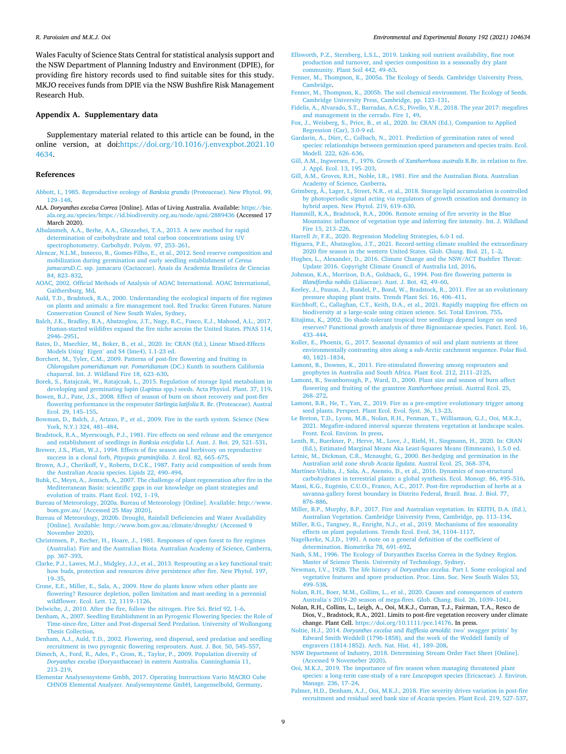Wales Faculty of Science Stats Central for statistical analysis support and the NSW Department of Planning Industry and Environment (DPIE), for providing fire history records used to find suitable sites for this study. MKJO receives funds from DPIE via the NSW Bushfire Risk Management Research Hub.

## Appendix A. Supplementary data

Supplementary material related to this article can be found, in the online version, at doi:https://doi.org/10.1016/j.envexpbot.2021.104634.

## References

Abbott, I., 1985. Reproductive ecology of *Banksia grandis* (Proteaceae). New Phytol. 99, 129–148.

ALA. *Doryanthes excelsa Correa* [Online]. Atlas of Living Australia. Available: https://bie.ala.org.au/species/https://id.biodiversity.org.au/node/apni/2889436 (Accessed 17 March 2020).

Albalasmeh, A.A., Berhe, A.A., Ghezzehei, T.A., 2013. A new method for rapid determination of carbohydrate and total carbon concentrations using UV spectrophotometry. Carbohydr. Polym. 97, 253–261.

Alencar, N.L.M., Innecco, R., Gomes-Filho, E., et al., 2012. Seed reserve composition and mobilization during germination and early seedling establishment of *Cereus jamacaru*D.C. ssp. jamacaru (Cactaceae). Anais da Academia Brasileira de Ciencias 84, 823–832.

AOAC, 2002. Official Methods of Analysis of AOAC International. AOAC International, Gaithersburg, Md.

Auld, T.D., Bradstock, R.A., 2000. Understanding the ecological impacts of fire regimes on plants and animals: a fire management tool. Red Trucks: Green Futures. Nature Conservation Council of New South Wales, Sydney.

Balch, J.K., Bradley, B.A., Abatzoglou, J.T., Nagy, R.C., Fusco, E.J., Mahood, A.L., 2017. Human-started wildfires expand the fire niche acroiss the United States. PNAS 114, 2946–2951.

Bates, D., Maechler, M., Boker, B., et al., 2020. In: CRAN (Ed.), Linear Mixed-Effects Models Using' Eigen' and S4 (lme4), 1.1-23 ed.

Borchert, M., Tyler, C.M., 2009. Patterns of post-fire flowering and fruiting in *Chlorogalum pomeridianum var. Pomeridianum* (DC.) Kunth in southern California chaparral. Int. J. Wildland Fire 18, 623–630.

Borek, S., Ratajczak, W., Ratajczak, L., 2015. Regulation of storage lipid metabolism in developing and germinating lupin (*Lupinus* spp.) seeds. Acta Physiol. Plant. 37, 119.

Bowen, B.J., Pate, J.S., 2008. Effect of season of burn on shoot recovery and post-fire flowering performance in the resprouter *Stirlingia latifolia* R. Br. (Proteaceae). Austral Ecol. 29, 145–155.

Bowman, D., Balch, J., Artaxo, P., et al., 2009. Fire in the earth system. Science (New York, N.Y.) 324, 481–484.

Bradstock, R.A., Myerscough, P.J., 1981. Fire effects on seed release and the emergence and establishment of seedlings in *Banksia evicifolia* L.f. Aust. J. Bot. 29, 521–531.

Brewer, J.S., Platt, W.J., 1994. Effects of fire season and herbivory on reproductive success in a clonal forb, *Pityopsis graminifolia*. J. Ecol. 82, 665–675.

Brown, A.J., Cherikoff, V., Roberts, D.C.K., 1987. Fatty acid composition of seeds from the Australian *Acacia* species. Lipids 22, 490–494.

Buhk, C., Meyn, A., Jentsch, A., 2007. The challenge of plant regeneration after fire in the Mediterranean Basin: scientific gaps in our knowledge on plant strategies and evolution of traits. Plant Ecol. 192, 1–19.

Bureau of Meteorology, 2020a. Bureau of Meteorology [Online]. Available: http://www.bom.gov.au/ [Accessed 25 May 2020].

Bureau of Meteorology, 2020b. Drought, Rainfall Deficiencies and Water Availability [Online]. Available: http://www.bom.gov.au/climate/drought/ (Accessed 9 November 2020).

Christensen, P., Recher, H., Hoare, J., 1981. Responses of open forest to fire regimes (Australia). Fire and the Australian Biota. Australian Academy of Science, Canberra, pp. 367–393.

Clarke, P.J., Lawes, M.J., Midgley, J.J., et al., 2013. Resprouting as a key functional trait: how buds, protection and resources drive persistence after fire. New Phytol. 197, 19–35.

Crone, E.E., Miller, E., Sala, A., 2009. How do plants know when other plants are flowering? Resource depletion, pollen limitation and mast-seeding in a perennial wildflower. Ecol. Lett. 12, 1119–1126.

Delwiche, J., 2010. After the fire, follow the nitrogen. Fire Sci. Brief 92, 1–6.

Denham, A., 2007. Seedling Establishment in an Pyrogenic Flowering Species: the Role of Time-since-fire, Litter and Post-dispersal Seed Predation. University of Wollongong Thesis Collection.

Denham, A.J., Auld, T.D., 2002. Flowering, seed dispersal, seed predation and seedling recruitment in two pyrogenic flowering resprouters. Aust. J. Bot. 50, 545–557.

Dimech, A., Ford, R., Ades, P., Cross, R., Taylor, P., 2009. Population diversity of *Doryanthes excelsa* (Doryanthaceae) in eastern Australia. Cunninghamia 11, 213–219.

Elementar Analysensysteme Gmbh, 2017. Operating Instructions Vario MACRO Cube CHNOS Elemental Analyzer. Analysensysteme GmbH, Langenselbold, Germany.

Ellsworth, P.Z., Sternberg, L.S.L., 2019. Linking soil nutrient availability, fine root production and turnover, and species composition in a seasonally dry plant community. Plant Soil 442, 49–63.

Fenner, M., Thompson, K., 2005a. The Ecology of Seeds. Cambridge University Press, Cambridge.

Fenner, M., Thompson, K., 2005b. The soil chemical environment. The Ecology of Seeds. Cambridge University Press, Cambridge, pp. 123–131.

Fidelis, A., Alvarado, S.T., Barradas, A.C.S., Pivello, V.R., 2018. The year 2017: megafires and management in the cerrado. Fire 1, 49.

Fox, J., Weisberg, S., Price, B., et al., 2020. In: CRAN (Ed.), Companion to Applied Regression (Car), 3.0-9 ed.

Gardarin, A., Dürr, C., Colbach, N., 2011. Prediction of germination rates of weed species: relationships between germination speed parameters and species traits. Ecol. Modell. 222, 626–636.

Gill, A.M., Ingwersen, F., 1976. Growth of *Xanthorrhoea australis* R.Br. in relation to fire. J. Appl. Ecol. 13, 195–203.

Gill, A.M., Groves, R.H., Noble, I.R., 1981. Fire and the Australian Biota. Australian Academy of Science, Canberra.

Grimberg, Å., Lager, I., Street, N.R., et al., 2018. Storage lipid accumulation is controlled by photoperiodic signal acting via regulators of growth cessation and dormancy in hybrid aspen. New Phytol. 219, 619–630.

Hammill, K.A., Bradstock, R.A., 2006. Remote sensing of fire severity in the Blue Mountains: influence of vegetation type and inferring fire intensity. Int. J. Wildland Fire 15, 213–226.

Harrell Jr, F.E., 2020. Regression Modeling Strategies, 6.0-1 ed.

Higuera, P.E., Abatzoglou, J.T., 2021. Record-setting climate enabled the extraordinary 2020 fire season in the western United States. Glob. Chang. Biol. 21, 1–2.

Hughes, L., Alexander, D., 2016. Climate Change and the NSW/ACT Bushfire Threat: Update 2016. Copyright Climate Council of Australia Ltd, 2016.

Johnson, K.A., Morrison, D.A., Goldsack, G., 1994. Post-fire flowering patterns in *Blandfordia nobilis* (Liliaceae). Aust. J. Bot. 42, 49–60.

Keeley, J., Pausas, J., Rundel, P., Bond, W., Bradstock, R., 2011. Fire as an evolutionary pressure shaping plant traits. Trends Plant Sci. 16, 406–411.

Kirchhoff, C., Callaghan, C.T., Keith, D.A., et al., 2021. Rapidly mapping fire effects on biodiversity at a large-scale using citizen science. Sci. Total Environ. 755.

Kitajima, K., 2002. Do shade-tolerant tropical tree seedlings depend longer on seed reserves? Functional growth analysis of three Bignoniaceae species. Funct. Ecol. 16, 433–444.

Koller, E., Phoenix, G., 2017. Seasonal dynamics of soil and plant nutrients at three environmentally contrasting sites along a sub-Arctic catchment sequence. Polar Biol. 40, 1821–1834.

Lamont, B., Downes, K., 2011. Fire-stimulated flowering among resprouters and geophytes in Australia and South Africa. Plant Ecol. 212, 2111–2125.

Lamont, B., Swanborough, P., Ward, D., 2000. Plant size and season of burn affect flowering and fruiting of the grasstree *Xanthorrhoea preissii*. Austral Ecol. 25, 268–272.

Lamont, B.B., He, T., Yan, Z., 2019. Fire as a pre-emptive evolutionary trigger among seed plants. Perspect. Plant Ecol. Evol. Syst. 36, 13–23.

Le Breton, T.D., Lyons, M.B., Nolan, R.H., Penman, T., Williamson, G.J., Ooi, M.K.J., 2021. Megafire-induced interval squeeze threatens vegetation at landscape scales. Front. Ecol. Environ. In press.

Lenth, R., Buerkner, P., Herve, M., Love, J., Riebl, H., Singmann, H., 2020. In: CRAN (Ed.), Estimated Marginal Means Aka Least-Squares Means (Emmeans), 1.5.0 ed.

Letnic, M., Dickman, C.R., Mcnaught, G., 2000. Bet-hedging and germination in the Australian arid zone shrub *Acacia ligulata*. Austral Ecol. 25, 368–374.

Martínez-Vilalta, J., Sala, A., Asensio, D., et al., 2016. Dynamics of non-structural carbohydrates in terrestrial plants: a global synthesis. Ecol. Monogr. 86, 495–516.

Massi, K.G., Eugênio, C.U.O., Franco, A.C., 2017. Post-fire reproduction of herbs at a savanna-gallery forest boundary in Distrito Federal, Brazil. Braz. J. Biol. 77, 876–886.

Miller, B.P., Murphy, B.P., 2017. Fire and Australian vegetation. In: KEITH, D.A. (Ed.), Australian Vegetation. Cambridge University Press, Cambridge, pp. 113–134.

Miller, R.G., Tangney, R., Enright, N.J., et al., 2019. Mechanisms of fire seasonality effects on plant populations. Trends Ecol. Evol. 34, 1104–1117.

Nagelkerke, N.J.D., 1991. A note on a general definition of the coefficient of determination. Biometrika 78, 691–692.

Nash, S.M., 1996. The Ecology of Doryanthes Excelsa Correa in the Sydney Region. Master of Science Thesis. University of Technology, Sydney.

Newman, I.V., 1928. The life history of *Doryanthes excelsa*. Part I. Some ecological and vegetative features and spore production. Proc. Linn. Soc. New South Wales 53, 499–538.

Nolan, R.H., Boer, M.M., Collins, L., et al., 2020. Causes and consequences of eastern Australia's 2019–20 season of mega-fires. Glob. Chang. Biol. 26, 1039–1041.

Nolan, R.H., Collins, L., Leigh, A., Ooi, M.K.J., Curran, T.J., Fairman, T.A., Resco de Dios, V., Bradstock, R.A., 2021. Limits to post-fire vegetation recovery under climate change. Plant Cell. https://doi.org/10.1111/pce.14176. In press.

Noltie, H.J., 2014. *Doryanthes excelsa* and *Rafflesia arnoldii*: two' swagger prints' by Edward Smith Weddell (1796-1858), and the work of the Weddell family of engravers (1814-1852). Arch. Nat. Hist. 41, 189–208.

NSW Department of Industry, 2018. Determining Stream Order Fact Sheet [Online]. (Accessed 9 Novemeber 2020).

Ooi, M.K.J., 2019. The importance of fire season when managing threatened plant species: a long-term case-study of a rare *Leucopogon* species (Ericaceae). J. Environ. Manage. 236, 17–24.

Palmer, H.D., Denham, A.J., Ooi, M.K.J., 2018. Fire severity drives variation in post-fire recruitment and residual seed bank size of *Acacia* species. Plant Ecol. 219, 527–537.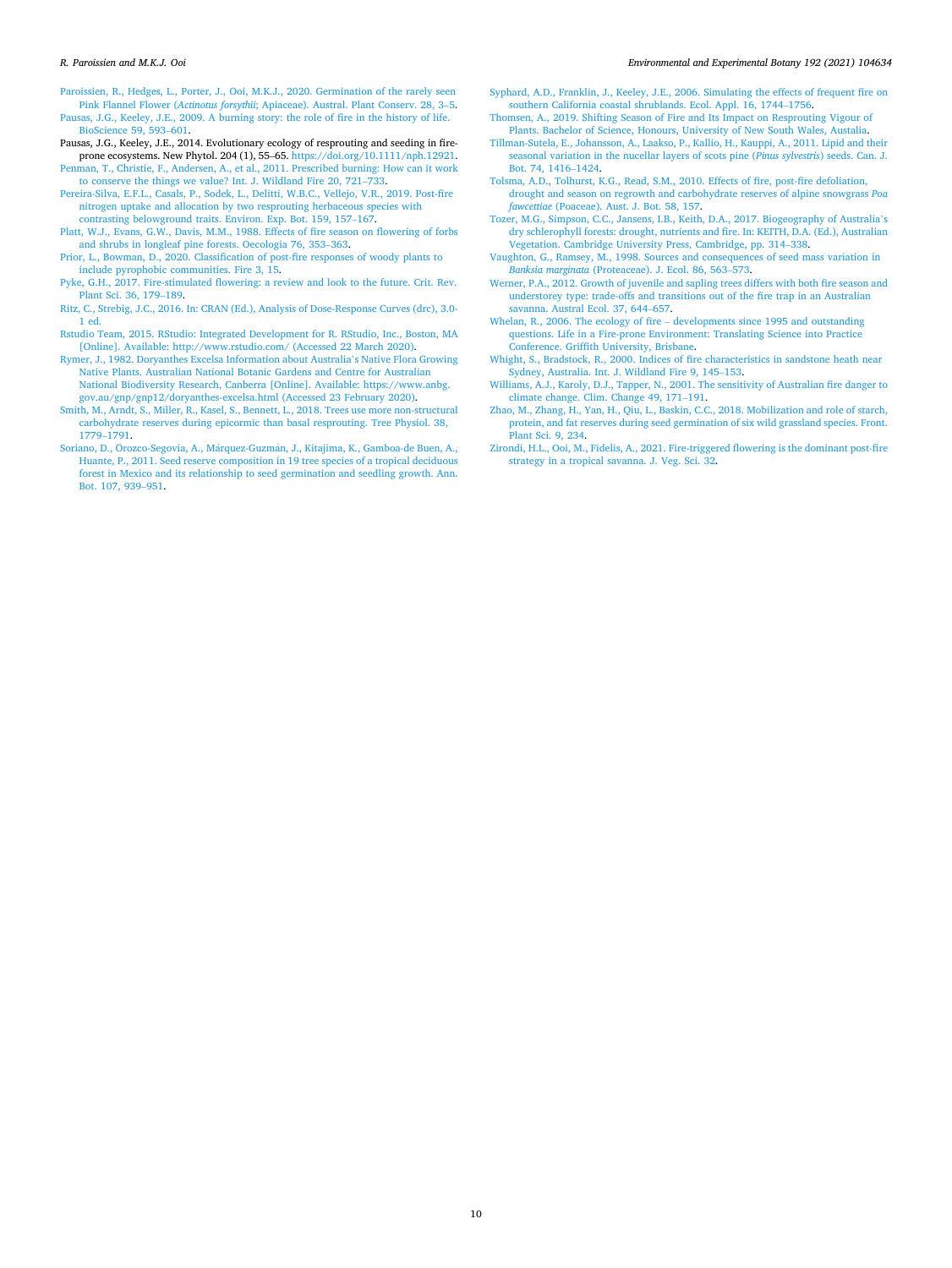Paroissien, R., Hedges, L., Porter, J., Ooi, M.K.J., 2020. Germination of the rarely seen Pink Flannel Flower (*Actinotus forsythii*; Apiaceae). Austral. Plant Conserv. 28, 3–5.

Pausas, J.G., Keeley, J.E., 2009. A burning story: the role of fire in the history of life. BioScience 59, 593–601.

Pausas, J.G., Keeley, J.E., 2014. Evolutionary ecology of resprouting and seeding in fire-prone ecosystems. New Phytol. 204 (1), 55–65. https://doi.org/10.1111/nph.12921.

Penman, T., Christie, F., Andersen, A., et al., 2011. Prescribed burning: How can it work to conserve the things we value? Int. J. Wildland Fire 20, 721–733.

Pereira-Silva, E.F.L., Casals, P., Sodek, L., Delitti, W.B.C., Vellejo, V.R., 2019. Post-fire nitrogen uptake and allocation by two resprouting herbaceous species with contrasting belowground traits. Environ. Exp. Bot. 159, 157–167.

Platt, W.J., Evans, G.W., Davis, M.M., 1988. Effects of fire season on flowering of forbs and shrubs in longleaf pine forests. Oecologia 76, 353–363.

Prior, L., Bowman, D., 2020. Classification of post-fire responses of woody plants to include pyrophobic communities. Fire 3, 15.

Pyke, G.H., 2017. Fire-stimulated flowering: a review and look to the future. Crit. Rev. Plant Sci. 36, 179–189.

Ritz, C., Strebig, J.C., 2016. In: CRAN (Ed.), Analysis of Dose-Response Curves (drc), 3.0-1 ed.

Rstudio Team, 2015. RStudio: Integrated Development for R. RStudio, Inc., Boston, MA [Online]. Available: http://www.rstudio.com/ (Accessed 22 March 2020).

Rymer, J., 1982. Doryanthes Excelsa Information about Australia's Native Flora Growing Native Plants. Australian National Botanic Gardens and Centre for Australian National Biodiversity Research, Canberra [Online]. Available: https://www.anbg.gov.au/gnp/gnp12/doryanthes-excelsa.html (Accessed 23 February 2020).

Smith, M., Arndt, S., Miller, R., Kasel, S., Bennett, L., 2018. Trees use more non-structural carbohydrate reserves during epicormic than basal resprouting. Tree Physiol. 38, 1779–1791.

Soriano, D., Orozco-Segovia, A., Márquez-Guzmán, J., Kitajima, K., Gamboa-de Buen, A., Huante, P., 2011. Seed reserve composition in 19 tree species of a tropical deciduous forest in Mexico and its relationship to seed germination and seedling growth. Ann. Bot. 107, 939–951.

Syphard, A.D., Franklin, J., Keeley, J.E., 2006. Simulating the effects of frequent fire on southern California coastal shrublands. Ecol. Appl. 16, 1744–1756.

Thomsen, A., 2019. Shifting Season of Fire and Its Impact on Resprouting Vigour of Plants. Bachelor of Science, Honours, University of New South Wales, Australia.

Tillman-Sutela, E., Johansson, A., Laakso, P., Kallio, H., Kauppi, A., 2011. Lipid and their seasonal variation in the nucellar layers of scots pine (*Pinus sylvestris*) seeds. Can. J. Bot. 74, 1416–1424.

Tolsma, A.D., Tolhurst, K.G., Read, S.M., 2010. Effects of fire, post-fire defoliation, drought and season on regrowth and carbohydrate reserves of alpine snowgrass *Poa fawcettiae* (Poaceae). Aust. J. Bot. 58, 157.

Tozer, M.G., Simpson, C.C., Jansens, I.B., Keith, D.A., 2017. Biogeography of Australia's dry schlerophyll forests: drought, nutrients and fire. In: KEITH, D.A. (Ed.), Australian Vegetation. Cambridge University Press, Cambridge, pp. 314–338.

Vaughton, G., Ramsey, M., 1998. Sources and consequences of seed mass variation in *Banksia marginata* (Proteaceae). J. Ecol. 86, 563–573.

Werner, P.A., 2012. Growth of juvenile and sapling trees differs with both fire season and understorey type: trade-offs and transitions out of the fire trap in an Australian savanna. Austral Ecol. 37, 644–657.

Whelan, R., 2006. The ecology of fire – developments since 1995 and outstanding questions. Life in a Fire-prone Environment: Translating Science into Practice Conference. Griffith University, Brisbane.

Whight, S., Bradstock, R., 2000. Indices of fire characteristics in sandstone heath near Sydney, Australia. Int. J. Wildland Fire 9, 145–153.

Williams, A.J., Karoly, D.J., Tapper, N., 2001. The sensitivity of Australian fire danger to climate change. Clim. Change 49, 171–191.

Zhao, M., Zhang, H., Yan, H., Qiu, L., Baskin, C.C., 2018. Mobilization and role of starch, protein, and fat reserves during seed germination of six wild grassland species. Front. Plant Sci. 9, 234.

Zirondi, H.L., Ooi, M., Fidelis, A., 2021. Fire-triggered flowering is the dominant post-fire strategy in a tropical savanna. J. Veg. Sci. 32.